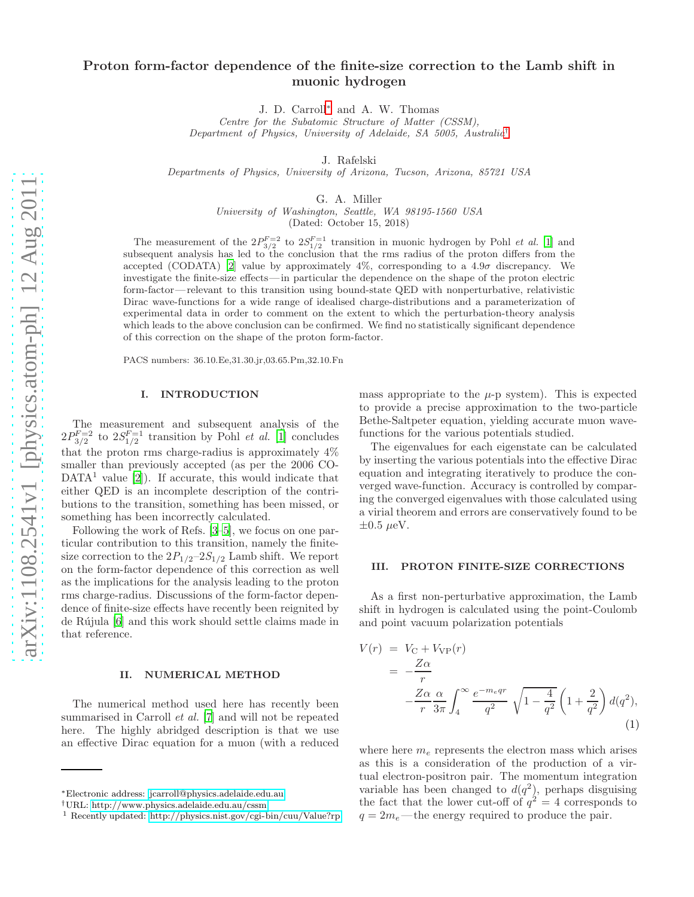# Proton form-factor dependence of the finite-size correction to the Lamb shift in muonic hydrogen

J. D. Carroll[*] and A. W. Thomas
*Centre for the Subatomic Structure of Matter (CSSM),*
*Department of Physics, University of Adelaide, SA 5005, Australia*[†]

J. Rafelski
*Departments of Physics, University of Arizona, Tucson, Arizona, 85721 USA*

G. A. Miller
*University of Washington, Seattle, WA 98195-1560 USA*

(Dated: October 15, 2018)

The measurement of the $2P_{3/2}^{F=2}$ to $2S_{1/2}^{F=1}$ transition in muonic hydrogen by Pohl *et al.* [1] and subsequent analysis has led to the conclusion that the rms radius of the proton differs from the accepted (CODATA) [2] value by approximately 4%, corresponding to a 4.9$\sigma$ discrepancy. We investigate the finite-size effects—in particular the dependence on the shape of the proton electric form-factor—relevant to this transition using bound-state QED with nonperturbative, relativistic Dirac wave-functions for a wide range of idealised charge-distributions and a parameterization of experimental data in order to comment on the extent to which the perturbation-theory analysis which leads to the above conclusion can be confirmed. We find no statistically significant dependence of this correction on the shape of the proton form-factor.

PACS numbers: 36.10.Ee,31.30.jr,03.65.Pm,32.10.Fn

## I. INTRODUCTION

The measurement and subsequent analysis of the $2P_{3/2}^{F=2}$ to $2S_{1/2}^{F=1}$ transition by Pohl *et al.* [1] concludes that the proton rms charge-radius is approximately 4% smaller than previously accepted (as per the 2006 CODATA[1] value [2]). If accurate, this would indicate that either QED is an incomplete description of the contributions to the transition, something has been missed, or something has been incorrectly calculated.

Following the work of Refs. [3–5], we focus on one particular contribution to this transition, namely the finite-size correction to the $2P_{1/2}$–$2S_{1/2}$ Lamb shift. We report on the form-factor dependence of this correction as well as the implications for the analysis leading to the proton rms charge-radius. Discussions of the form-factor dependence of finite-size effects have recently been reignited by de Rújula [6] and this work should settle claims made in that reference.

## II. NUMERICAL METHOD

The numerical method used here has recently been summarised in Carroll *et al.* [7] and will not be repeated here. The highly abridged description is that we use an effective Dirac equation for a muon (with a reduced mass appropriate to the $\mu$-p system). This is expected to provide a precise approximation to the two-particle Bethe-Saltpeter equation, yielding accurate muon wave-functions for the various potentials studied.

The eigenvalues for each eigenstate can be calculated by inserting the various potentials into the effective Dirac equation and integrating iteratively to produce the converged wave-function. Accuracy is controlled by comparing the converged eigenvalues with those calculated using a virial theorem and errors are conservatively found to be $\pm 0.5$ $\mu$eV.

## III. PROTON FINITE-SIZE CORRECTIONS

As a first non-perturbative approximation, the Lamb shift in hydrogen is calculated using the point-Coulomb and point vacuum polarization potentials

$$
\begin{aligned}
V(r) &= V_{\rm C} + V_{\rm VP}(r) \\
&= -\frac{Z\alpha}{r} \\
&\quad -\frac{Z\alpha}{r}\frac{\alpha}{3\pi}\int_4^\infty \frac{e^{-m_e q r}}{q^2}\,\sqrt{1-\frac{4}{q^2}}\left(1+\frac{2}{q^2}\right)d(q^2),
\end{aligned}
\tag{1}
$$

where here $m_e$ represents the electron mass which arises as this is a consideration of the production of a virtual electron-positron pair. The momentum integration variable has been changed to $d(q^2)$, perhaps disguising the fact that the lower cut-off of $q^2 = 4$ corresponds to $q = 2m_e$—the energy required to produce the pair.

---

[*] Electronic address: jcarroll@physics.adelaide.edu.au
[†] URL: http://www.physics.adelaide.edu.au/cssm
[1] Recently updated: http://physics.nist.gov/cgi-bin/cuu/Value?rp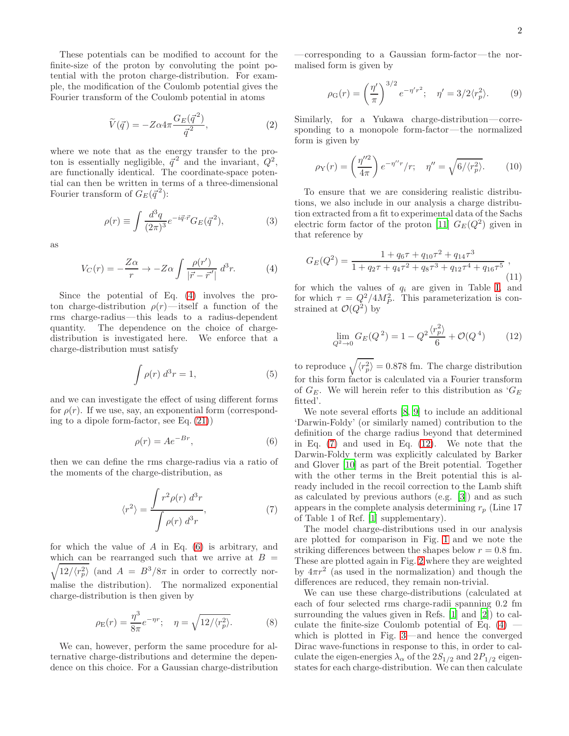These potentials can be modified to account for the finite-size of the proton by convoluting the point potential with the proton charge-distribution. For example, the modification of the Coulomb potential gives the Fourier transform of the Coulomb potential in atoms

$$\widetilde{V}(\vec{q}) = -Z\alpha 4\pi \frac{G_E(\vec{q}^{\,2})}{\vec{q}^{\,2}}, \tag{2}$$

where we note that as the energy transfer to the proton is essentially negligible, $\vec{q}^{\,2}$ and the invariant, $Q^2$, are functionally identical. The coordinate-space potential can then be written in terms of a three-dimensional Fourier transform of $G_E(\vec{q}^{\,2})$:

$$\rho(r) \equiv \int \frac{d^3q}{(2\pi)^3} e^{-i\vec{q}\cdot\vec{r}} G_E(\vec{q}^{\,2}), \tag{3}$$

as

$$V_C(r) = -\frac{Z\alpha}{r} \rightarrow -Z\alpha \int \frac{\rho(r')}{|\vec{r} - \vec{r}'|}\, d^3r. \tag{4}$$

Since the potential of Eq. (4) involves the proton charge-distribution $\rho(r)$—itself a function of the rms charge-radius—this leads to a radius-dependent quantity. The dependence on the choice of charge-distribution is investigated here. We enforce that a charge-distribution must satisfy

$$\int \rho(r)\, d^3r = 1, \tag{5}$$

and we can investigate the effect of using different forms for $\rho(r)$. If we use, say, an exponential form (corresponding to a dipole form-factor, see Eq. (21))

$$\rho(r) = Ae^{-Br}, \tag{6}$$

then we can define the rms charge-radius via a ratio of the moments of the charge-distribution, as

$$\langle r^2 \rangle = \frac{\displaystyle\int r^2 \rho(r)\, d^3r}{\displaystyle\int \rho(r)\, d^3r}, \tag{7}$$

for which the value of $A$ in Eq. (6) is arbitrary, and which can be rearranged such that we arrive at $B = \sqrt{12/\langle r_p^2 \rangle}$ (and $A = B^3/8\pi$ in order to correctly normalise the distribution). The normalized exponential charge-distribution is then given by

$$\rho_{\rm E}(r) = \frac{\eta^3}{8\pi} e^{-\eta r}; \quad \eta = \sqrt{12/\langle r_p^2 \rangle}. \tag{8}$$

We can, however, perform the same procedure for alternative charge-distributions and determine the dependence on this choice. For a Gaussian charge-distribution—corresponding to a Gaussian form-factor—the normalised form is given by

$$\rho_{\rm G}(r) = \left(\frac{\eta'}{\pi}\right)^{3/2} e^{-\eta' r^2}; \quad \eta' = 3/2\langle r_p^2 \rangle. \tag{9}$$

Similarly, for a Yukawa charge-distribution—corresponding to a monopole form-factor—the normalized form is given by

$$\rho_{\rm Y}(r) = \left(\frac{\eta''^2}{4\pi}\right) e^{-\eta'' r}/r; \quad \eta'' = \sqrt{6/\langle r_p^2 \rangle}. \tag{10}$$

To ensure that we are considering realistic distributions, we also include in our analysis a charge distribution extracted from a fit to experimental data of the Sachs electric form factor of the proton [11] $G_E(Q^2)$ given in that reference by

$$G_E(Q^2) = \frac{1 + q_6\tau + q_{10}\tau^2 + q_{14}\tau^3}{1 + q_2\tau + q_4\tau^2 + q_8\tau^3 + q_{12}\tau^4 + q_{16}\tau^5}, \tag{11}$$

for which the values of $q_i$ are given in Table I, and for which $\tau = Q^2/4M_P^2$. This parameterization is constrained at $\mathcal{O}(Q^2)$ by

$$\lim_{Q^2 \to 0} G_E(Q^2) = 1 - Q^2 \frac{\langle r_p^2 \rangle}{6} + \mathcal{O}(Q^4) \tag{12}$$

to reproduce $\sqrt{\langle r_p^2 \rangle} = 0.878$ fm. The charge distribution for this form factor is calculated via a Fourier transform of $G_E$. We will herein refer to this distribution as '$G_E$ fitted'.

We note several efforts [8, 9] to include an additional 'Darwin-Foldy' (or similarly named) contribution to the definition of the charge radius beyond that determined in Eq. (7) and used in Eq. (12). We note that the Darwin-Foldy term was explicitly calculated by Barker and Glover [10] as part of the Breit potential. Together with the other terms in the Breit potential this is already included in the recoil correction to the Lamb shift as calculated by previous authors (e.g. [3]) and as such appears in the complete analysis determining $r_p$ (Line 17 of Table 1 of Ref. [1] supplementary).

The model charge-distributions used in our analysis are plotted for comparison in Fig. 1 and we note the striking differences between the shapes below $r = 0.8$ fm. These are plotted again in Fig. 2 where they are weighted by $4\pi r^2$ (as used in the normalization) and though the differences are reduced, they remain non-trivial.

We can use these charge-distributions (calculated at each of four selected rms charge-radii spanning 0.2 fm surrounding the values given in Refs. [1] and [2]) to calculate the finite-size Coulomb potential of Eq. (4) — which is plotted in Fig. 3—and hence the converged Dirac wave-functions in response to this, in order to calculate the eigen-energies $\lambda_\alpha$ of the $2S_{1/2}$ and $2P_{1/2}$ eigenstates for each charge-distribution. We can then calculate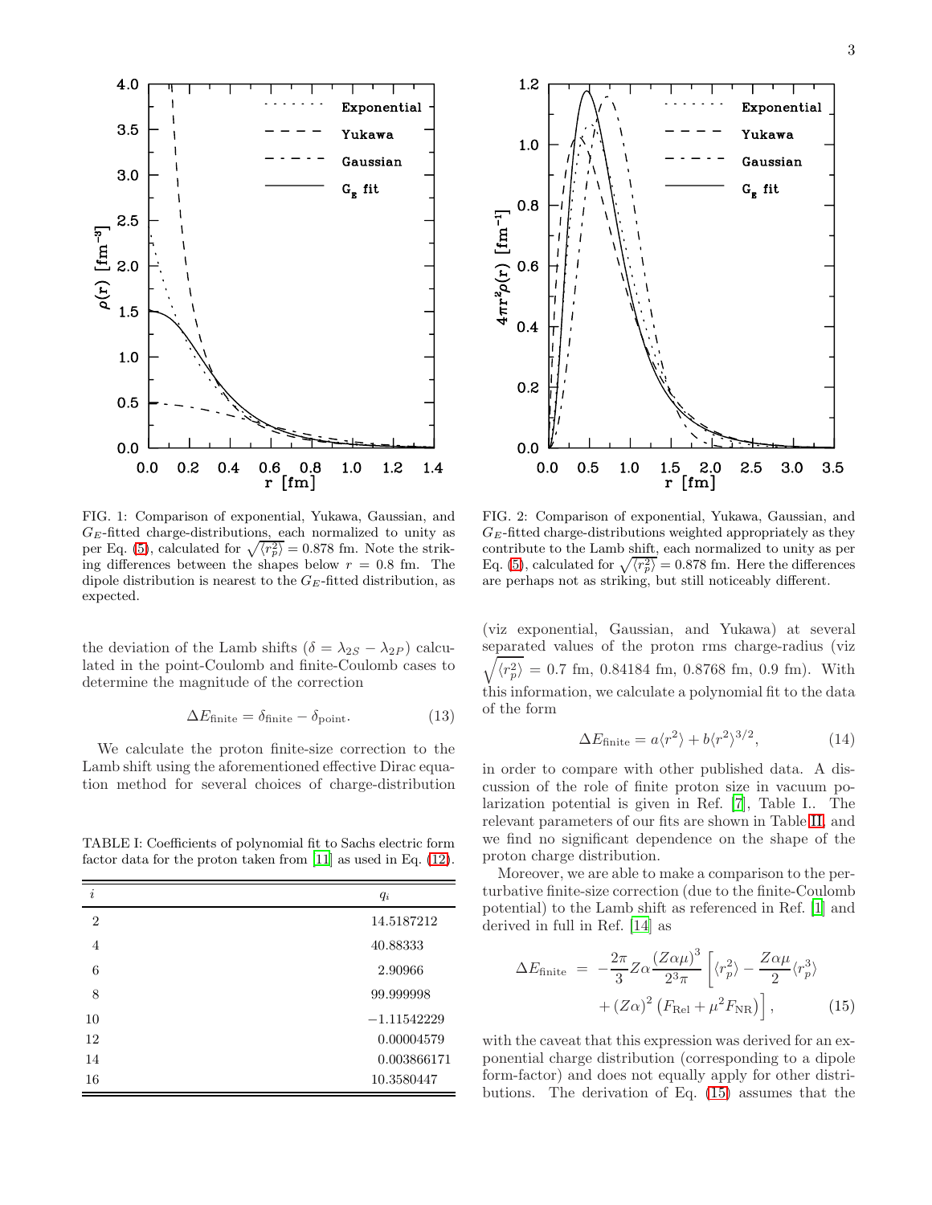FIG. 1: Comparison of exponential, Yukawa, Gaussian, and $G_E$-fitted charge-distributions, each normalized to unity as per Eq. (5), calculated for $\sqrt{\langle r_p^2 \rangle} = 0.878$ fm. Note the striking differences between the shapes below $r = 0.8$ fm. The dipole distribution is nearest to the $G_E$-fitted distribution, as expected.

FIG. 2: Comparison of exponential, Yukawa, Gaussian, and $G_E$-fitted charge-distributions weighted appropriately as they contribute to the Lamb shift, each normalized to unity as per Eq. (5), calculated for $\sqrt{\langle r_p^2 \rangle} = 0.878$ fm. Here the differences are perhaps not as striking, but still noticeably different.

the deviation of the Lamb shifts ($\delta = \lambda_{2S} - \lambda_{2P}$) calculated in the point-Coulomb and finite-Coulomb cases to determine the magnitude of the correction

$$\Delta E_{\mathrm{finite}} = \delta_{\mathrm{finite}} - \delta_{\mathrm{point}}. \tag{13}$$

We calculate the proton finite-size correction to the Lamb shift using the aforementioned effective Dirac equation method for several choices of charge-distribution (viz exponential, Gaussian, and Yukawa) at several separated values of the proton rms charge-radius (viz $\sqrt{\langle r_p^2 \rangle} = 0.7$ fm, 0.84184 fm, 0.8768 fm, 0.9 fm). With this information, we calculate a polynomial fit to the data of the form

$$\Delta E_{\mathrm{finite}} = a\langle r^2 \rangle + b\langle r^2 \rangle^{3/2}, \tag{14}$$

in order to compare with other published data. A discussion of the role of finite proton size in vacuum polarization potential is given in Ref. [7], Table I.. The relevant parameters of our fits are shown in Table II, and we find no significant dependence on the shape of the proton charge distribution.

Moreover, we are able to make a comparison to the perturbative finite-size correction (due to the finite-Coulomb potential) to the Lamb shift as referenced in Ref. [1] and derived in full in Ref. [14] as

$$\Delta E_{\mathrm{finite}} = -\frac{2\pi}{3} Z\alpha \frac{(Z\alpha\mu)^3}{2^3\pi} \left[ \langle r_p^2 \rangle - \frac{Z\alpha\mu}{2} \langle r_p^3 \rangle + (Z\alpha)^2 \left( F_{\mathrm{Rel}} + \mu^2 F_{\mathrm{NR}} \right) \right], \tag{15}$$

with the caveat that this expression was derived for an exponential charge distribution (corresponding to a dipole form-factor) and does not equally apply for other distributions. The derivation of Eq. (15) assumes that the

TABLE I: Coefficients of polynomial fit to Sachs electric form factor data for the proton taken from [11] as used in Eq. (12).

| $i$ | $q_i$ |
|---|---|
| 2 | 14.5187212 |
| 4 | 40.88333 |
| 6 | 2.90966 |
| 8 | 99.999998 |
| 10 | −1.11542229 |
| 12 | 0.00004579 |
| 14 | 0.003866171 |
| 16 | 10.3580447 |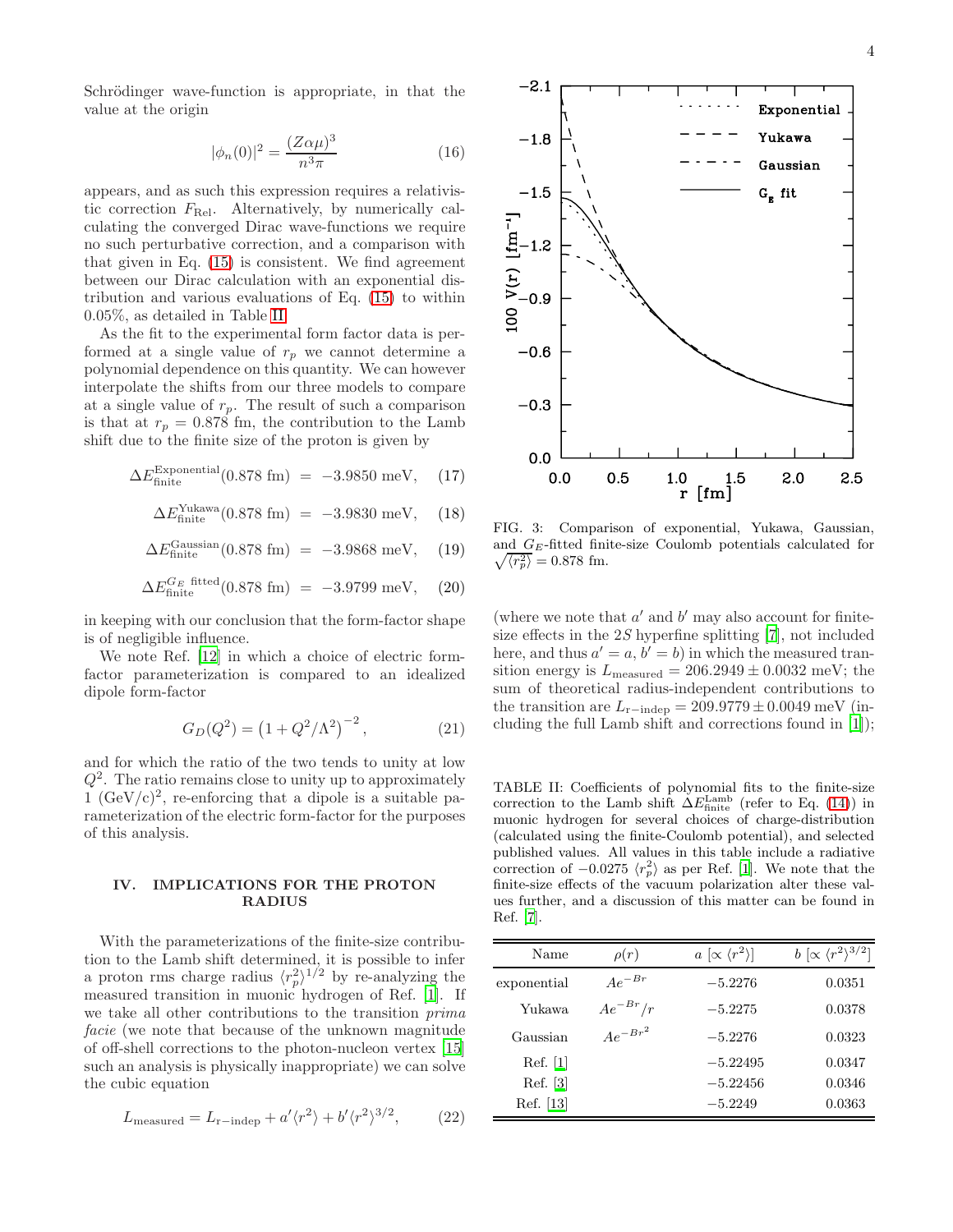Schrödinger wave-function is appropriate, in that the value at the origin

$$|\phi_n(0)|^2 = \frac{(Z\alpha\mu)^3}{n^3\pi} \tag{16}$$

appears, and as such this expression requires a relativistic correction $F_{\rm Rel}$. Alternatively, by numerically calculating the converged Dirac wave-functions we require no such perturbative correction, and a comparison with that given in Eq. (15) is consistent. We find agreement between our Dirac calculation with an exponential distribution and various evaluations of Eq. (15) to within 0.05%, as detailed in Table II.

As the fit to the experimental form factor data is performed at a single value of $r_p$ we cannot determine a polynomial dependence on this quantity. We can however interpolate the shifts from our three models to compare at a single value of $r_p$. The result of such a comparison is that at $r_p = 0.878$ fm, the contribution to the Lamb shift due to the finite size of the proton is given by

$$\Delta E^{\rm Exponential}_{\rm finite}(0.878~{\rm fm}) = -3.9850~{\rm meV}, \tag{17}$$

$$\Delta E^{\rm Yukawa}_{\rm finite}(0.878~{\rm fm}) = -3.9830~{\rm meV}, \tag{18}$$

$$\Delta E^{\rm Gaussian}_{\rm finite}(0.878~{\rm fm}) = -3.9868~{\rm meV}, \tag{19}$$

$$\Delta E^{G_E~\rm fitted}_{\rm finite}(0.878~{\rm fm}) = -3.9799~{\rm meV}, \tag{20}$$

in keeping with our conclusion that the form-factor shape is of negligible influence.

We note Ref. [12] in which a choice of electric form-factor parameterization is compared to an idealized dipole form-factor

$$G_D(Q^2) = \left(1 + Q^2/\Lambda^2\right)^{-2}, \tag{21}$$

and for which the ratio of the two tends to unity at low $Q^2$. The ratio remains close to unity up to approximately 1 $({\rm GeV/c})^2$, re-enforcing that a dipole is a suitable parameterization of the electric form-factor for the purposes of this analysis.

## IV. IMPLICATIONS FOR THE PROTON RADIUS

With the parameterizations of the finite-size contribution to the Lamb shift determined, it is possible to infer a proton rms charge radius $\langle r_p^2\rangle^{1/2}$ by re-analyzing the measured transition in muonic hydrogen of Ref. [1]. If we take all other contributions to the transition *prima facie* (we note that because of the unknown magnitude of off-shell corrections to the photon-nucleon vertex [15] such an analysis is physically inappropriate) we can solve the cubic equation

$$L_{\rm measured} = L_{\rm r-indep} + a'\langle r^2\rangle + b'\langle r^2\rangle^{3/2}, \tag{22}$$

FIG. 3: Comparison of exponential, Yukawa, Gaussian, and $G_E$-fitted finite-size Coulomb potentials calculated for $\sqrt{\langle r_p^2\rangle} = 0.878$ fm.

(where we note that $a'$ and $b'$ may also account for finite-size effects in the $2S$ hyperfine splitting [7], not included here, and thus $a' = a$, $b' = b$) in which the measured transition energy is $L_{\rm measured} = 206.2949 \pm 0.0032$ meV; the sum of theoretical radius-independent contributions to the transition are $L_{\rm r-indep} = 209.9779 \pm 0.0049$ meV (including the full Lamb shift and corrections found in [1]);

TABLE II: Coefficients of polynomial fits to the finite-size correction to the Lamb shift $\Delta E^{\rm Lamb}_{\rm finite}$ (refer to Eq. (14)) in muonic hydrogen for several choices of charge-distribution (calculated using the finite-Coulomb potential), and selected published values. All values in this table include a radiative correction of $-0.0275~\langle r_p^2\rangle$ as per Ref. [1]. We note that the finite-size effects of the vacuum polarization alter these values further, and a discussion of this matter can be found in Ref. [7].

| Name | $\rho(r)$ | $a~[\propto \langle r^2\rangle]$ | $b~[\propto \langle r^2\rangle^{3/2}]$ |
|---|---|---|---|
| exponential | $Ae^{-Br}$ | $-5.2276$ | 0.0351 |
| Yukawa | $Ae^{-Br}/r$ | $-5.2275$ | 0.0378 |
| Gaussian | $Ae^{-Br^2}$ | $-5.2276$ | 0.0323 |
| Ref. [1] | | $-5.22495$ | 0.0347 |
| Ref. [3] | | $-5.22456$ | 0.0346 |
| Ref. [13] | | $-5.2249$ | 0.0363 |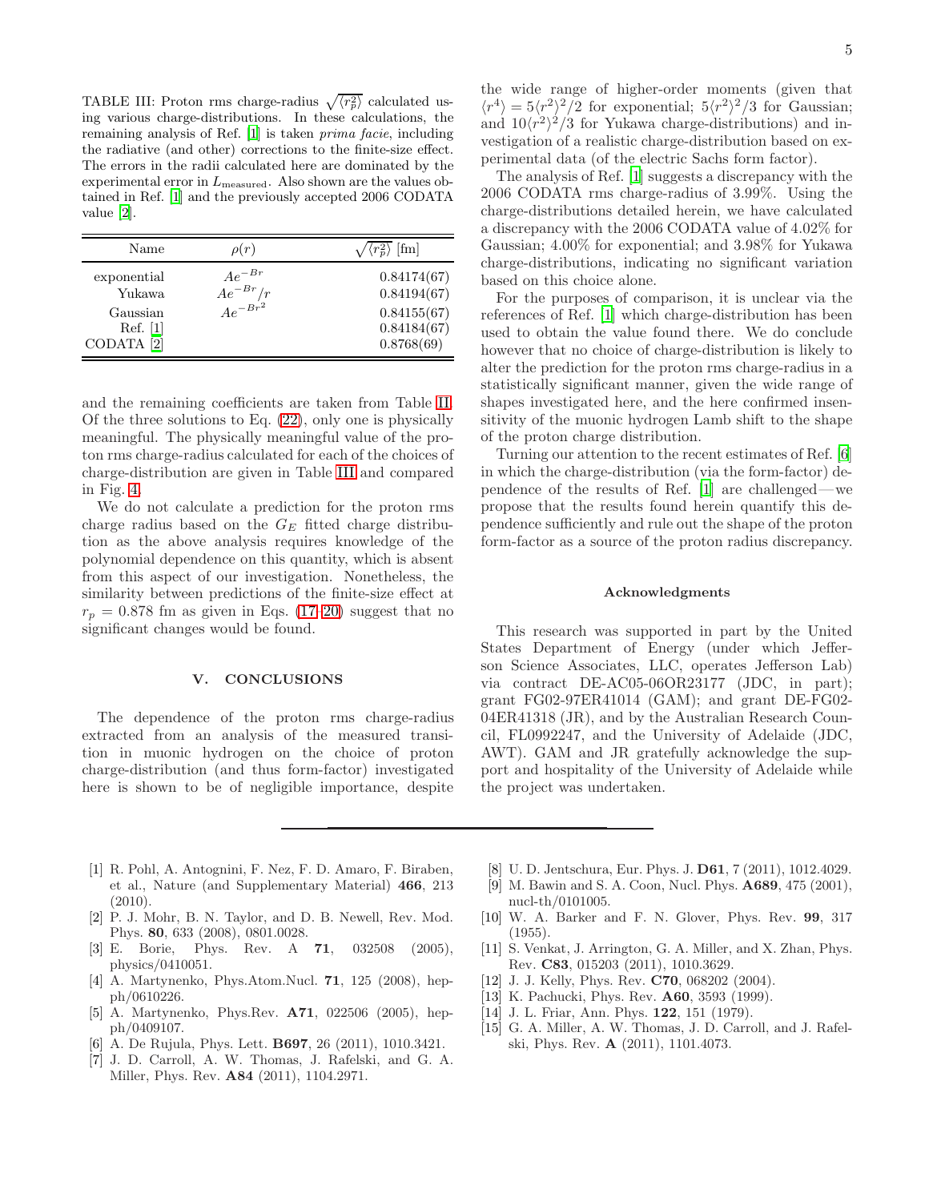TABLE III: Proton rms charge-radius $\sqrt{\langle r_p^2 \rangle}$ calculated using various charge-distributions. In these calculations, the remaining analysis of Ref. [1] is taken *prima facie*, including the radiative (and other) corrections to the finite-size effect. The errors in the radii calculated here are dominated by the experimental error in $L_{\text{measured}}$. Also shown are the values obtained in Ref. [1] and the previously accepted 2006 CODATA value [2].

| Name | $\rho(r)$ | $\sqrt{\langle r_p^2 \rangle}$ [fm] |
|---|---|---|
| exponential | $Ae^{-Br}$ | 0.84174(67) |
| Yukawa | $Ae^{-Br}/r$ | 0.84194(67) |
| Gaussian | $Ae^{-Br^2}$ | 0.84155(67) |
| Ref. [1] | | 0.84184(67) |
| CODATA [2] | | 0.8768(69) |

and the remaining coefficients are taken from Table II. Of the three solutions to Eq. (22), only one is physically meaningful. The physically meaningful value of the proton rms charge-radius calculated for each of the choices of charge-distribution are given in Table III and compared in Fig. 4.

We do not calculate a prediction for the proton rms charge radius based on the $G_E$ fitted charge distribution as the above analysis requires knowledge of the polynomial dependence on this quantity, which is absent from this aspect of our investigation. Nonetheless, the similarity between predictions of the finite-size effect at $r_p = 0.878$ fm as given in Eqs. (17–20) suggest that no significant changes would be found.

## V. CONCLUSIONS

The dependence of the proton rms charge-radius extracted from an analysis of the measured transition in muonic hydrogen on the choice of proton charge-distribution (and thus form-factor) investigated here is shown to be of negligible importance, despite the wide range of higher-order moments (given that $\langle r^4 \rangle = 5\langle r^2 \rangle^2/2$ for exponential; $5\langle r^2 \rangle^2/3$ for Gaussian; and $10\langle r^2 \rangle^2/3$ for Yukawa charge-distributions) and investigation of a realistic charge-distribution based on experimental data (of the electric Sachs form factor).

The analysis of Ref. [1] suggests a discrepancy with the 2006 CODATA rms charge-radius of 3.99%. Using the charge-distributions detailed herein, we have calculated a discrepancy with the 2006 CODATA value of 4.02% for Gaussian; 4.00% for exponential; and 3.98% for Yukawa charge-distributions, indicating no significant variation based on this choice alone.

For the purposes of comparison, it is unclear via the references of Ref. [1] which charge-distribution has been used to obtain the value found there. We do conclude however that no choice of charge-distribution is likely to alter the prediction for the proton rms charge-radius in a statistically significant manner, given the wide range of shapes investigated here, and the here confirmed insensitivity of the muonic hydrogen Lamb shift to the shape of the proton charge distribution.

Turning our attention to the recent estimates of Ref. [6] in which the charge-distribution (via the form-factor) dependence of the results of Ref. [1] are challenged—we propose that the results found herein quantify this dependence sufficiently and rule out the shape of the proton form-factor as a source of the proton radius discrepancy.

### Acknowledgments

This research was supported in part by the United States Department of Energy (under which Jefferson Science Associates, LLC, operates Jefferson Lab) via contract DE-AC05-06OR23177 (JDC, in part); grant FG02-97ER41014 (GAM); and grant DE-FG02-04ER41318 (JR), and by the Australian Research Council, FL0992247, and the University of Adelaide (JDC, AWT). GAM and JR gratefully acknowledge the support and hospitality of the University of Adelaide while the project was undertaken.

---

[1] R. Pohl, A. Antognini, F. Nez, F. D. Amaro, F. Biraben, et al., Nature (and Supplementary Material) **466**, 213 (2010).

[2] P. J. Mohr, B. N. Taylor, and D. B. Newell, Rev. Mod. Phys. **80**, 633 (2008), 0801.0028.

[3] E. Borie, Phys. Rev. A **71**, 032508 (2005), physics/0410051.

[4] A. Martynenko, Phys.Atom.Nucl. **71**, 125 (2008), hep-ph/0610226.

[5] A. Martynenko, Phys.Rev. **A71**, 022506 (2005), hep-ph/0409107.

[6] A. De Rujula, Phys. Lett. **B697**, 26 (2011), 1010.3421.

[7] J. D. Carroll, A. W. Thomas, J. Rafelski, and G. A. Miller, Phys. Rev. **A84** (2011), 1104.2971.

[8] U. D. Jentschura, Eur. Phys. J. **D61**, 7 (2011), 1012.4029.

[9] M. Bawin and S. A. Coon, Nucl. Phys. **A689**, 475 (2001), nucl-th/0101005.

[10] W. A. Barker and F. N. Glover, Phys. Rev. **99**, 317 (1955).

[11] S. Venkat, J. Arrington, G. A. Miller, and X. Zhan, Phys. Rev. **C83**, 015203 (2011), 1010.3629.

[12] J. J. Kelly, Phys. Rev. **C70**, 068202 (2004).

[13] K. Pachucki, Phys. Rev. **A60**, 3593 (1999).

[14] J. L. Friar, Ann. Phys. **122**, 151 (1979).

[15] G. A. Miller, A. W. Thomas, J. D. Carroll, and J. Rafelski, Phys. Rev. **A** (2011), 1101.4073.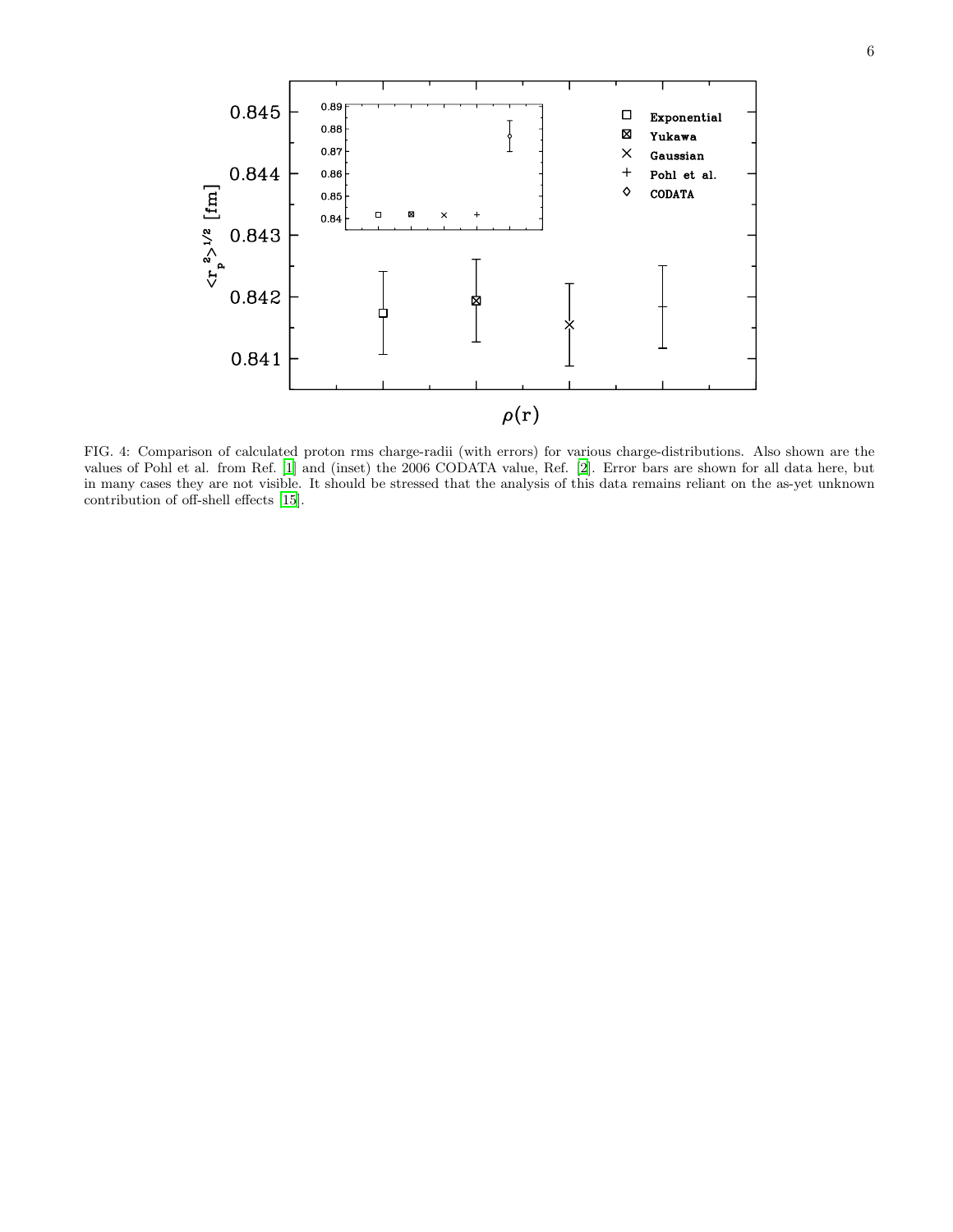0.845
0.844
0.843
0.842
0.841

$\langle r_p^2 \rangle^{1/2}$ [fm]

$\rho(r)$

0.89
0.88
0.87
0.86
0.85
0.84

Exponential
Yukawa
Gaussian
Pohl et al.
CODATA

FIG. 4: Comparison of calculated proton rms charge-radii (with errors) for various charge-distributions. Also shown are the values of Pohl et al. from Ref. [1] and (inset) the 2006 CODATA value, Ref. [2]. Error bars are shown for all data here, but in many cases they are not visible. It should be stressed that the analysis of this data remains reliant on the as-yet unknown contribution of off-shell effects [15].